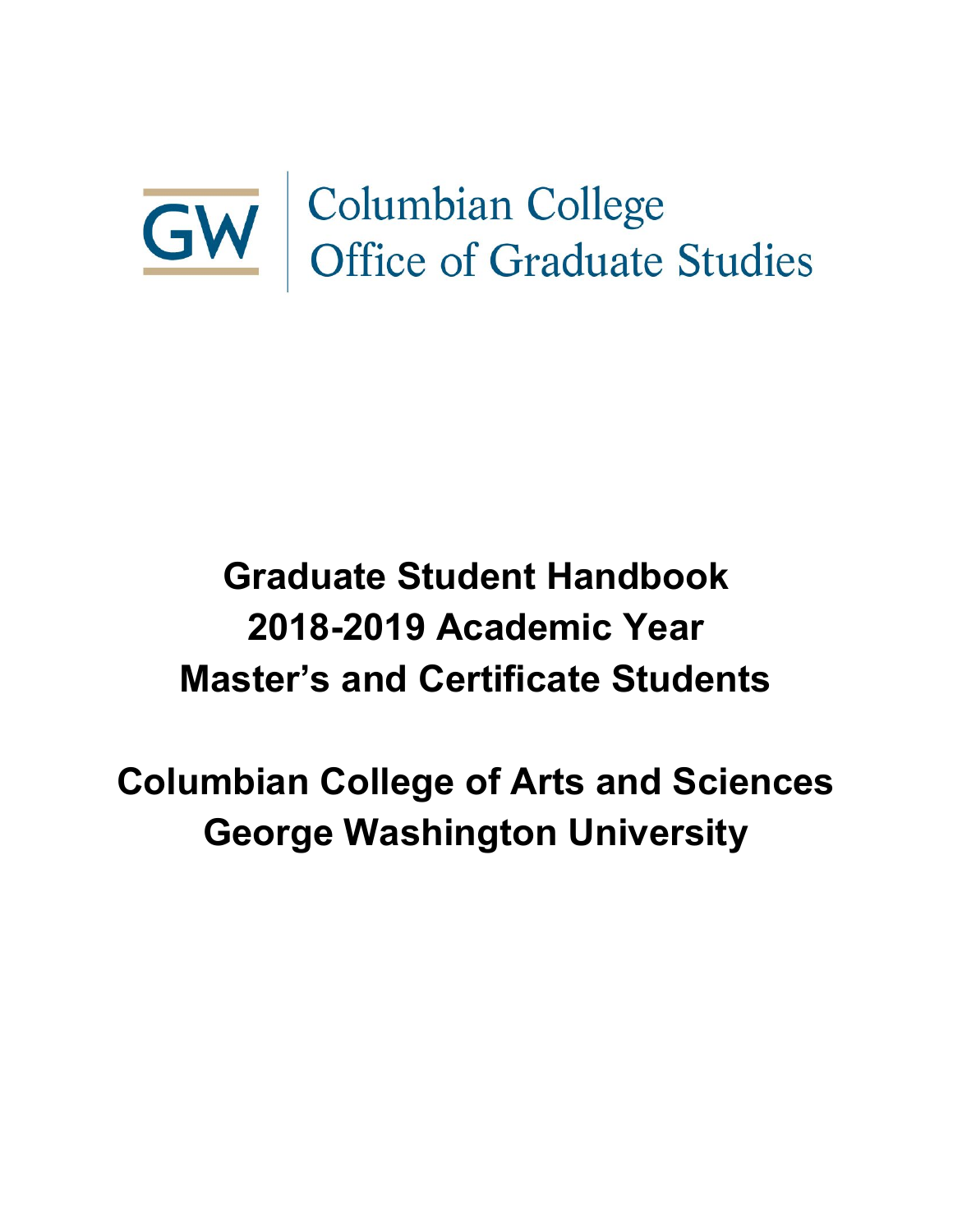GW | Columbian College
Office of Graduate Studies

# Graduate Student Handbook
# 2018-2019 Academic Year
# Master's and Certificate Students

# Columbian College of Arts and Sciences
# George Washington University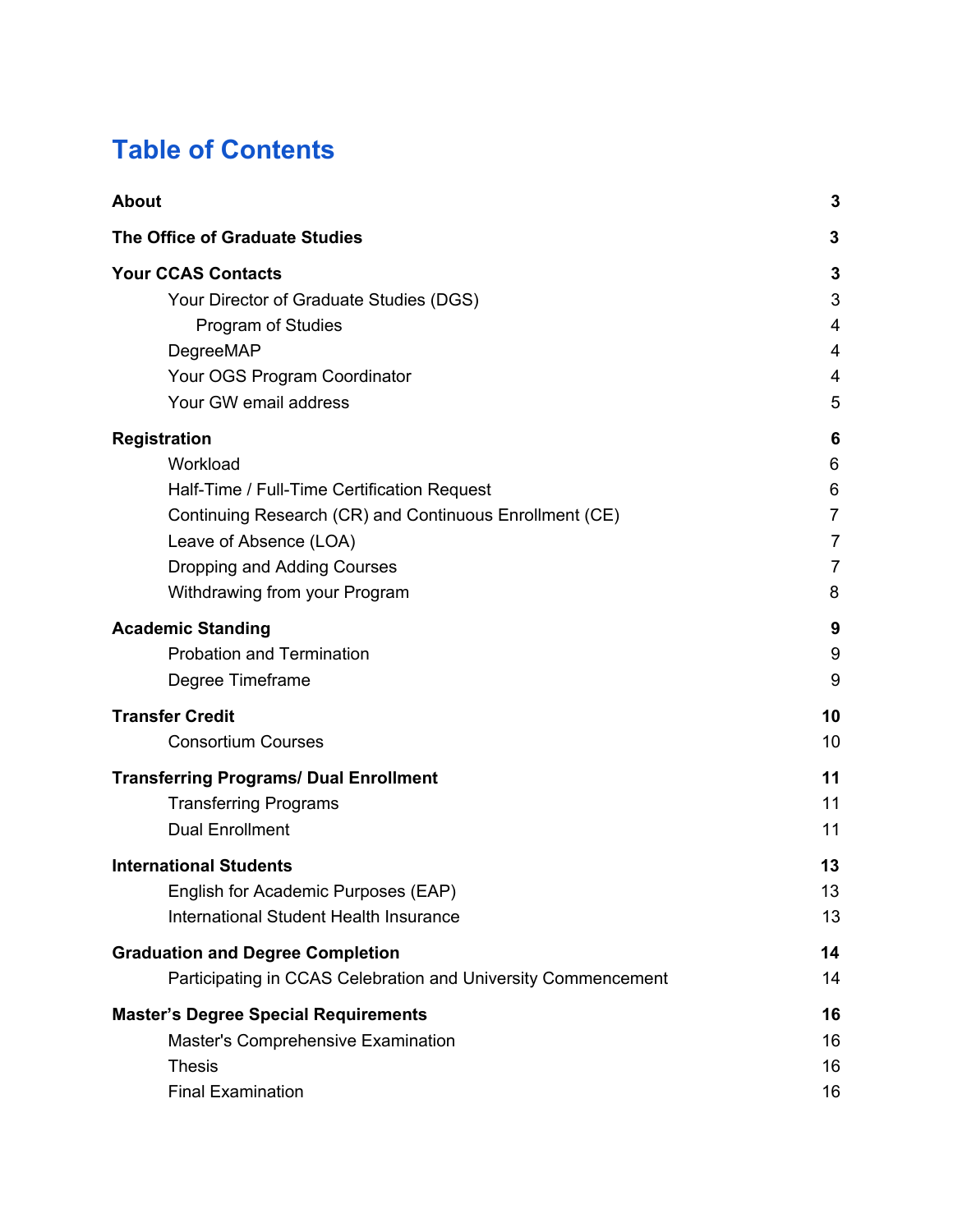# Table of Contents

| | |
|---|---|
| **About** | **3** |
| **The Office of Graduate Studies** | **3** |
| **Your CCAS Contacts** | **3** |
| Your Director of Graduate Studies (DGS) | 3 |
| Program of Studies | 4 |
| DegreeMAP | 4 |
| Your OGS Program Coordinator | 4 |
| Your GW email address | 5 |
| **Registration** | **6** |
| Workload | 6 |
| Half-Time / Full-Time Certification Request | 6 |
| Continuing Research (CR) and Continuous Enrollment (CE) | 7 |
| Leave of Absence (LOA) | 7 |
| Dropping and Adding Courses | 7 |
| Withdrawing from your Program | 8 |
| **Academic Standing** | **9** |
| Probation and Termination | 9 |
| Degree Timeframe | 9 |
| **Transfer Credit** | **10** |
| Consortium Courses | 10 |
| **Transferring Programs/ Dual Enrollment** | **11** |
| Transferring Programs | 11 |
| Dual Enrollment | 11 |
| **International Students** | **13** |
| English for Academic Purposes (EAP) | 13 |
| International Student Health Insurance | 13 |
| **Graduation and Degree Completion** | **14** |
| Participating in CCAS Celebration and University Commencement | 14 |
| **Master's Degree Special Requirements** | **16** |
| Master's Comprehensive Examination | 16 |
| Thesis | 16 |
| Final Examination | 16 |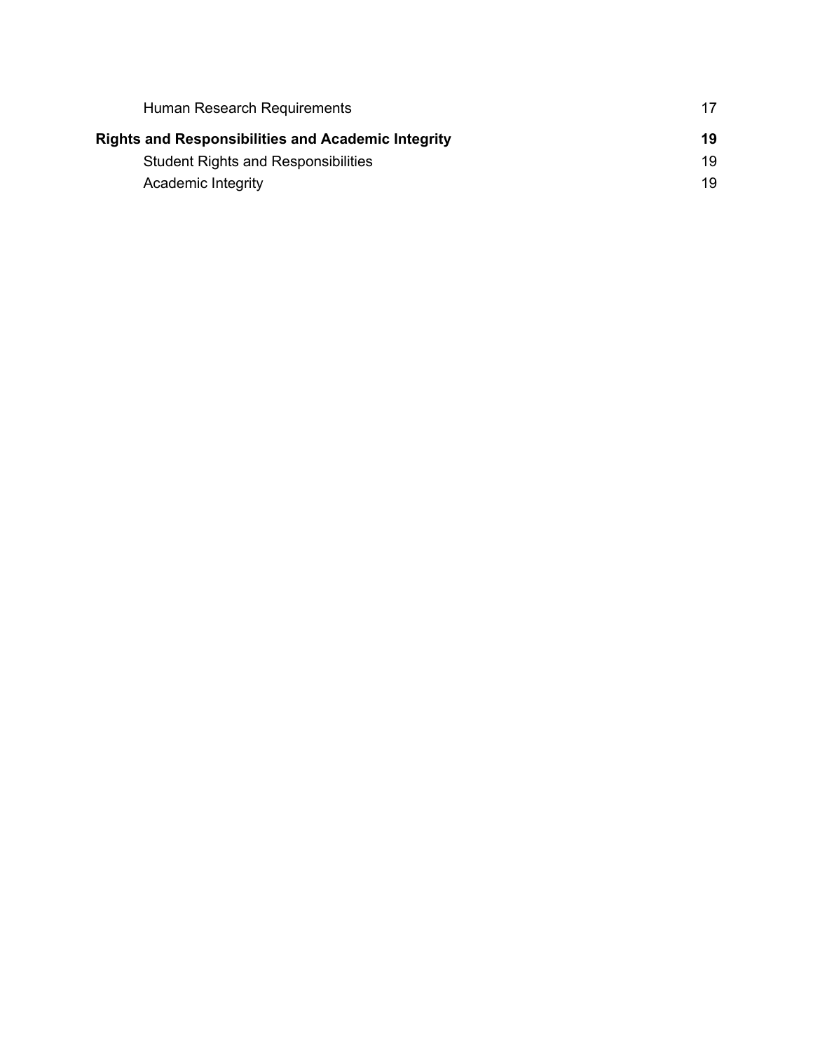Human Research Requirements 17

**Rights and Responsibilities and Academic Integrity 19**

Student Rights and Responsibilities 19

Academic Integrity 19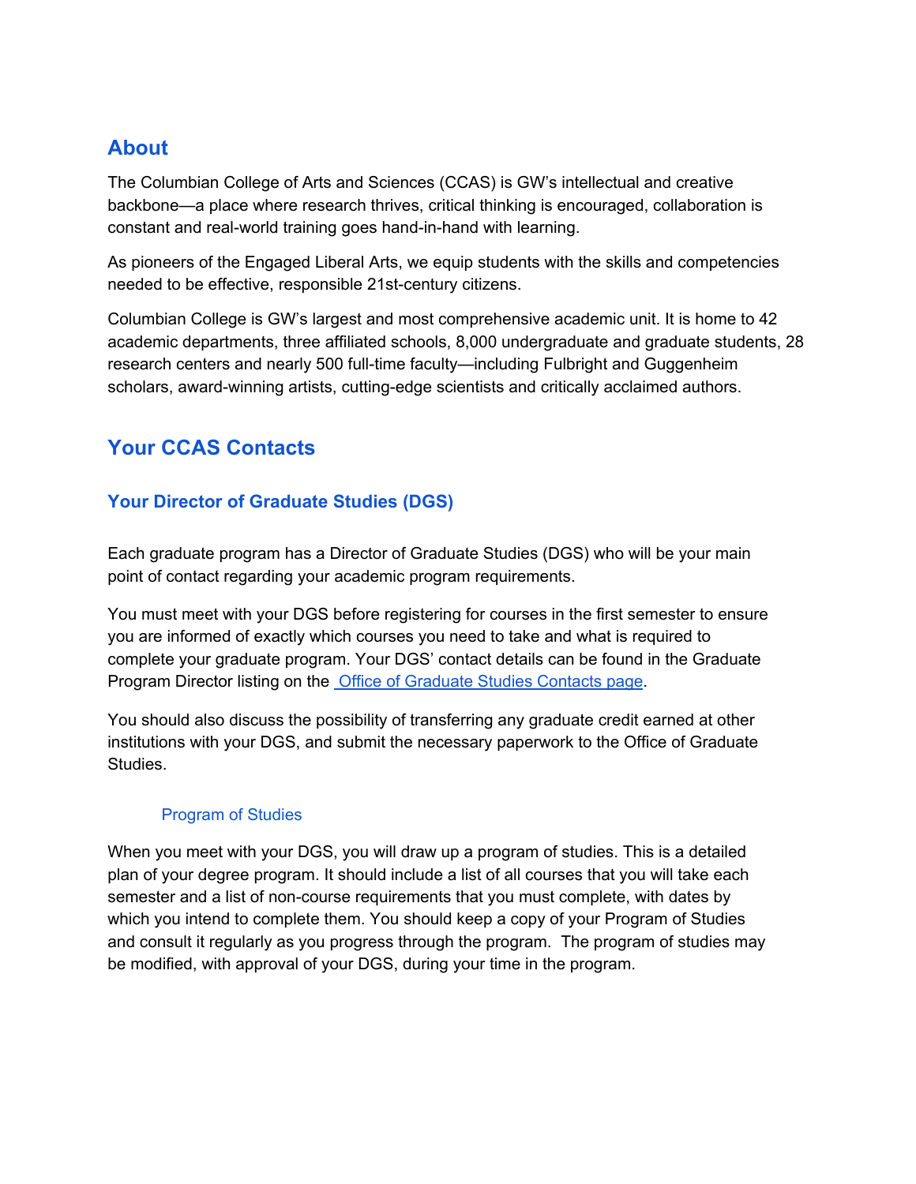## About

The Columbian College of Arts and Sciences (CCAS) is GW's intellectual and creative backbone—a place where research thrives, critical thinking is encouraged, collaboration is constant and real-world training goes hand-in-hand with learning.

As pioneers of the Engaged Liberal Arts, we equip students with the skills and competencies needed to be effective, responsible 21st-century citizens.

Columbian College is GW's largest and most comprehensive academic unit. It is home to 42 academic departments, three affiliated schools, 8,000 undergraduate and graduate students, 28 research centers and nearly 500 full-time faculty—including Fulbright and Guggenheim scholars, award-winning artists, cutting-edge scientists and critically acclaimed authors.

## Your CCAS Contacts

### Your Director of Graduate Studies (DGS)

Each graduate program has a Director of Graduate Studies (DGS) who will be your main point of contact regarding your academic program requirements.

You must meet with your DGS before registering for courses in the first semester to ensure you are informed of exactly which courses you need to take and what is required to complete your graduate program. Your DGS' contact details can be found in the Graduate Program Director listing on the Office of Graduate Studies Contacts page.

You should also discuss the possibility of transferring any graduate credit earned at other institutions with your DGS, and submit the necessary paperwork to the Office of Graduate Studies.

#### Program of Studies

When you meet with your DGS, you will draw up a program of studies. This is a detailed plan of your degree program. It should include a list of all courses that you will take each semester and a list of non-course requirements that you must complete, with dates by which you intend to complete them. You should keep a copy of your Program of Studies and consult it regularly as you progress through the program. The program of studies may be modified, with approval of your DGS, during your time in the program.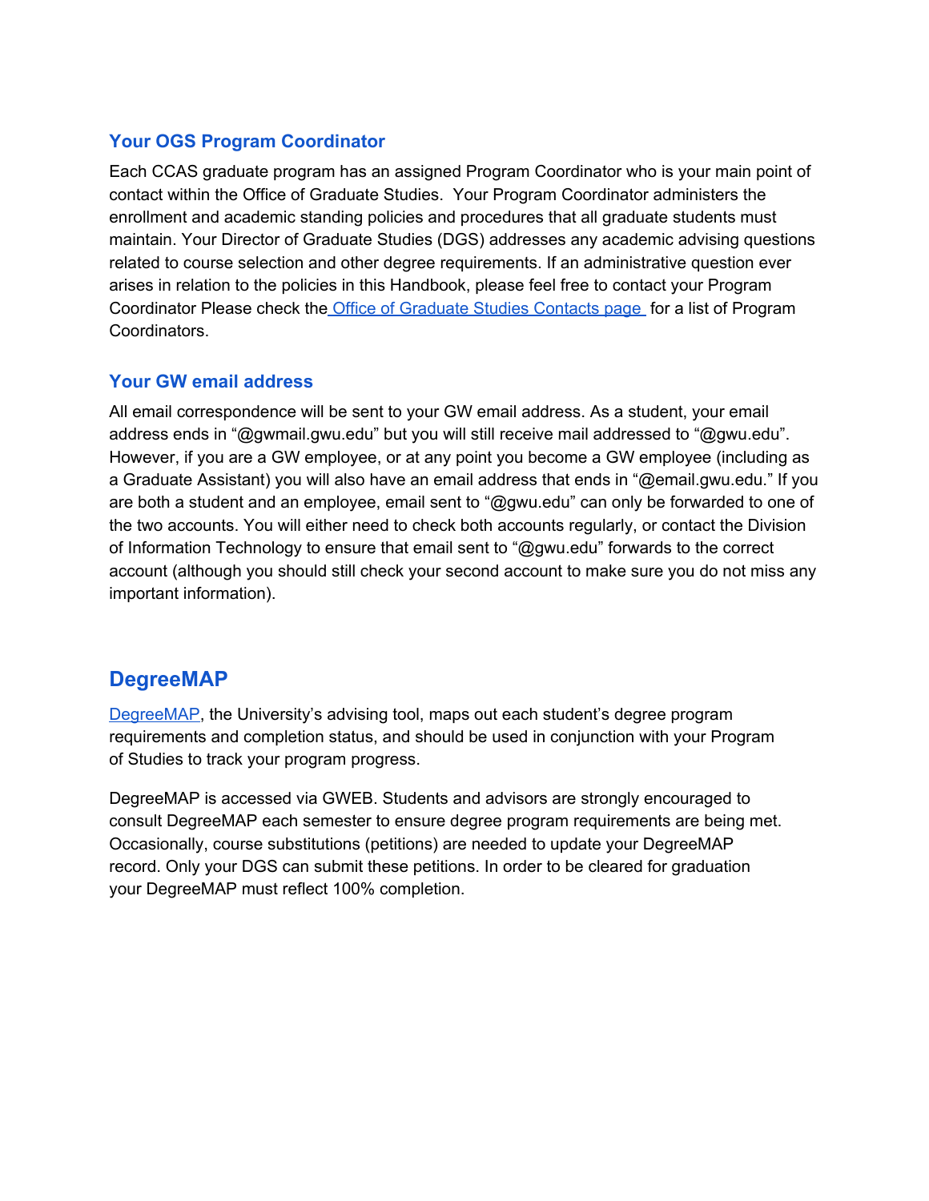### Your OGS Program Coordinator

Each CCAS graduate program has an assigned Program Coordinator who is your main point of contact within the Office of Graduate Studies. Your Program Coordinator administers the enrollment and academic standing policies and procedures that all graduate students must maintain. Your Director of Graduate Studies (DGS) addresses any academic advising questions related to course selection and other degree requirements. If an administrative question ever arises in relation to the policies in this Handbook, please feel free to contact your Program Coordinator Please check the Office of Graduate Studies Contacts page for a list of Program Coordinators.

### Your GW email address

All email correspondence will be sent to your GW email address. As a student, your email address ends in "@gwmail.gwu.edu" but you will still receive mail addressed to "@gwu.edu". However, if you are a GW employee, or at any point you become a GW employee (including as a Graduate Assistant) you will also have an email address that ends in "@email.gwu.edu." If you are both a student and an employee, email sent to "@gwu.edu" can only be forwarded to one of the two accounts. You will either need to check both accounts regularly, or contact the Division of Information Technology to ensure that email sent to "@gwu.edu" forwards to the correct account (although you should still check your second account to make sure you do not miss any important information).

## DegreeMAP

DegreeMAP, the University's advising tool, maps out each student's degree program requirements and completion status, and should be used in conjunction with your Program of Studies to track your program progress.

DegreeMAP is accessed via GWEB. Students and advisors are strongly encouraged to consult DegreeMAP each semester to ensure degree program requirements are being met. Occasionally, course substitutions (petitions) are needed to update your DegreeMAP record. Only your DGS can submit these petitions. In order to be cleared for graduation your DegreeMAP must reflect 100% completion.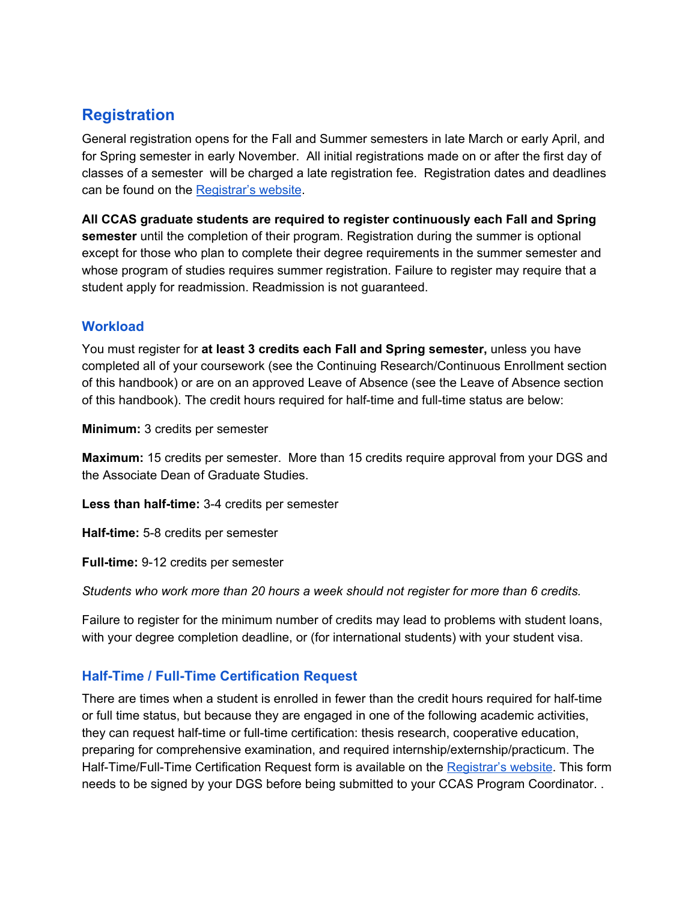## Registration

General registration opens for the Fall and Summer semesters in late March or early April, and for Spring semester in early November. All initial registrations made on or after the first day of classes of a semester will be charged a late registration fee. Registration dates and deadlines can be found on the Registrar's website.

**All CCAS graduate students are required to register continuously each Fall and Spring semester** until the completion of their program. Registration during the summer is optional except for those who plan to complete their degree requirements in the summer semester and whose program of studies requires summer registration. Failure to register may require that a student apply for readmission. Readmission is not guaranteed.

### Workload

You must register for **at least 3 credits each Fall and Spring semester,** unless you have completed all of your coursework (see the Continuing Research/Continuous Enrollment section of this handbook) or are on an approved Leave of Absence (see the Leave of Absence section of this handbook). The credit hours required for half-time and full-time status are below:

**Minimum:** 3 credits per semester

**Maximum:** 15 credits per semester. More than 15 credits require approval from your DGS and the Associate Dean of Graduate Studies.

**Less than half-time:** 3-4 credits per semester

**Half-time:** 5-8 credits per semester

**Full-time:** 9-12 credits per semester

*Students who work more than 20 hours a week should not register for more than 6 credits.*

Failure to register for the minimum number of credits may lead to problems with student loans, with your degree completion deadline, or (for international students) with your student visa.

### Half-Time / Full-Time Certification Request

There are times when a student is enrolled in fewer than the credit hours required for half-time or full time status, but because they are engaged in one of the following academic activities, they can request half-time or full-time certification: thesis research, cooperative education, preparing for comprehensive examination, and required internship/externship/practicum. The Half-Time/Full-Time Certification Request form is available on the Registrar's website. This form needs to be signed by your DGS before being submitted to your CCAS Program Coordinator. .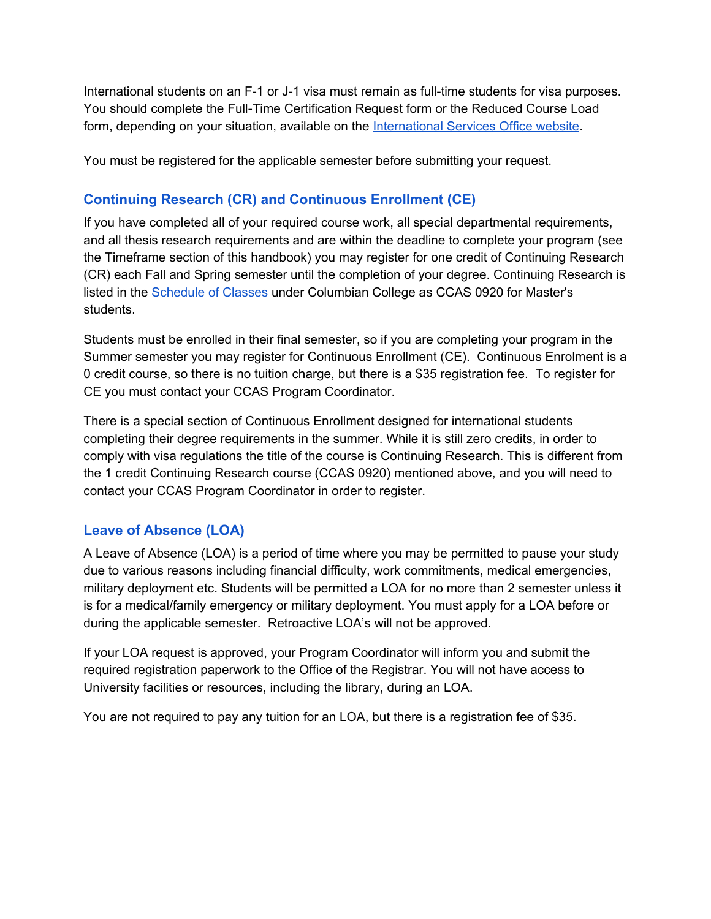International students on an F-1 or J-1 visa must remain as full-time students for visa purposes. You should complete the Full-Time Certification Request form or the Reduced Course Load form, depending on your situation, available on the International Services Office website.

You must be registered for the applicable semester before submitting your request.

## Continuing Research (CR) and Continuous Enrollment (CE)

If you have completed all of your required course work, all special departmental requirements, and all thesis research requirements and are within the deadline to complete your program (see the Timeframe section of this handbook) you may register for one credit of Continuing Research (CR) each Fall and Spring semester until the completion of your degree. Continuing Research is listed in the Schedule of Classes under Columbian College as CCAS 0920 for Master's students.

Students must be enrolled in their final semester, so if you are completing your program in the Summer semester you may register for Continuous Enrollment (CE). Continuous Enrolment is a 0 credit course, so there is no tuition charge, but there is a $35 registration fee. To register for CE you must contact your CCAS Program Coordinator.

There is a special section of Continuous Enrollment designed for international students completing their degree requirements in the summer. While it is still zero credits, in order to comply with visa regulations the title of the course is Continuing Research. This is different from the 1 credit Continuing Research course (CCAS 0920) mentioned above, and you will need to contact your CCAS Program Coordinator in order to register.

## Leave of Absence (LOA)

A Leave of Absence (LOA) is a period of time where you may be permitted to pause your study due to various reasons including financial difficulty, work commitments, medical emergencies, military deployment etc. Students will be permitted a LOA for no more than 2 semester unless it is for a medical/family emergency or military deployment. You must apply for a LOA before or during the applicable semester. Retroactive LOA's will not be approved.

If your LOA request is approved, your Program Coordinator will inform you and submit the required registration paperwork to the Office of the Registrar. You will not have access to University facilities or resources, including the library, during an LOA.

You are not required to pay any tuition for an LOA, but there is a registration fee of $35.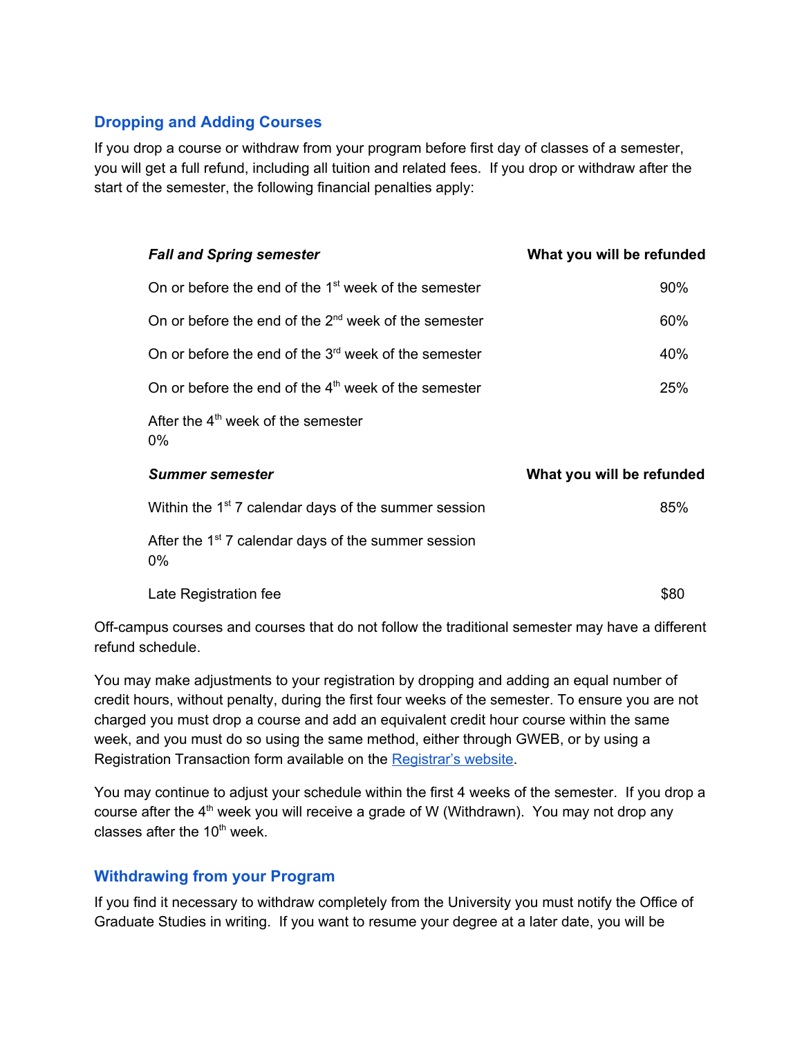## Dropping and Adding Courses

If you drop a course or withdraw from your program before first day of classes of a semester, you will get a full refund, including all tuition and related fees. If you drop or withdraw after the start of the semester, the following financial penalties apply:

| *Fall and Spring semester* | **What you will be refunded** |
|---|---|
| On or before the end of the 1st week of the semester | 90% |
| On or before the end of the 2nd week of the semester | 60% |
| On or before the end of the 3rd week of the semester | 40% |
| On or before the end of the 4th week of the semester | 25% |
| After the 4th week of the semester | 0% |
| ***Summer semester*** | **What you will be refunded** |
| Within the 1st 7 calendar days of the summer session | 85% |
| After the 1st 7 calendar days of the summer session | 0% |
| Late Registration fee | $80 |

Off-campus courses and courses that do not follow the traditional semester may have a different refund schedule.

You may make adjustments to your registration by dropping and adding an equal number of credit hours, without penalty, during the first four weeks of the semester. To ensure you are not charged you must drop a course and add an equivalent credit hour course within the same week, and you must do so using the same method, either through GWEB, or by using a Registration Transaction form available on the Registrar's website.

You may continue to adjust your schedule within the first 4 weeks of the semester. If you drop a course after the 4th week you will receive a grade of W (Withdrawn). You may not drop any classes after the 10th week.

## Withdrawing from your Program

If you find it necessary to withdraw completely from the University you must notify the Office of Graduate Studies in writing. If you want to resume your degree at a later date, you will be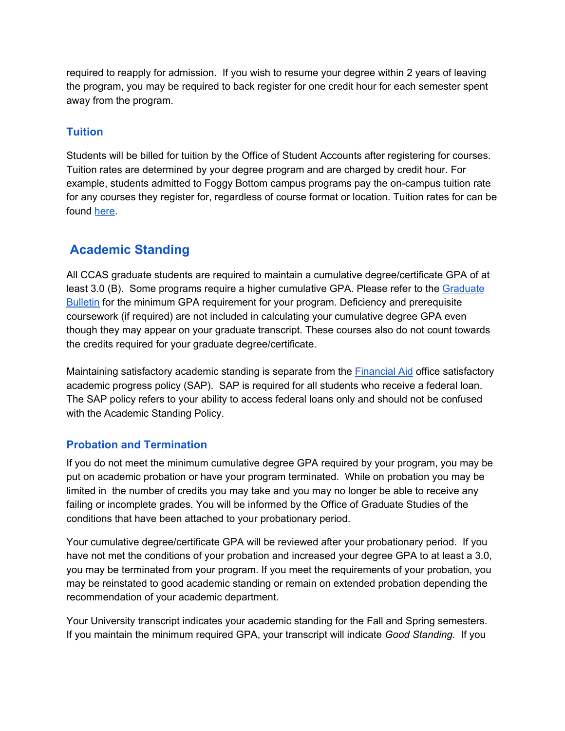required to reapply for admission. If you wish to resume your degree within 2 years of leaving the program, you may be required to back register for one credit hour for each semester spent away from the program.

### Tuition

Students will be billed for tuition by the Office of Student Accounts after registering for courses. Tuition rates are determined by your degree program and are charged by credit hour. For example, students admitted to Foggy Bottom campus programs pay the on-campus tuition rate for any courses they register for, regardless of course format or location. Tuition rates for can be found here.

## Academic Standing

All CCAS graduate students are required to maintain a cumulative degree/certificate GPA of at least 3.0 (B). Some programs require a higher cumulative GPA. Please refer to the Graduate Bulletin for the minimum GPA requirement for your program. Deficiency and prerequisite coursework (if required) are not included in calculating your cumulative degree GPA even though they may appear on your graduate transcript. These courses also do not count towards the credits required for your graduate degree/certificate.

Maintaining satisfactory academic standing is separate from the Financial Aid office satisfactory academic progress policy (SAP). SAP is required for all students who receive a federal loan. The SAP policy refers to your ability to access federal loans only and should not be confused with the Academic Standing Policy.

### Probation and Termination

If you do not meet the minimum cumulative degree GPA required by your program, you may be put on academic probation or have your program terminated. While on probation you may be limited in the number of credits you may take and you may no longer be able to receive any failing or incomplete grades. You will be informed by the Office of Graduate Studies of the conditions that have been attached to your probationary period.

Your cumulative degree/certificate GPA will be reviewed after your probationary period. If you have not met the conditions of your probation and increased your degree GPA to at least a 3.0, you may be terminated from your program. If you meet the requirements of your probation, you may be reinstated to good academic standing or remain on extended probation depending the recommendation of your academic department.

Your University transcript indicates your academic standing for the Fall and Spring semesters. If you maintain the minimum required GPA, your transcript will indicate *Good Standing*. If you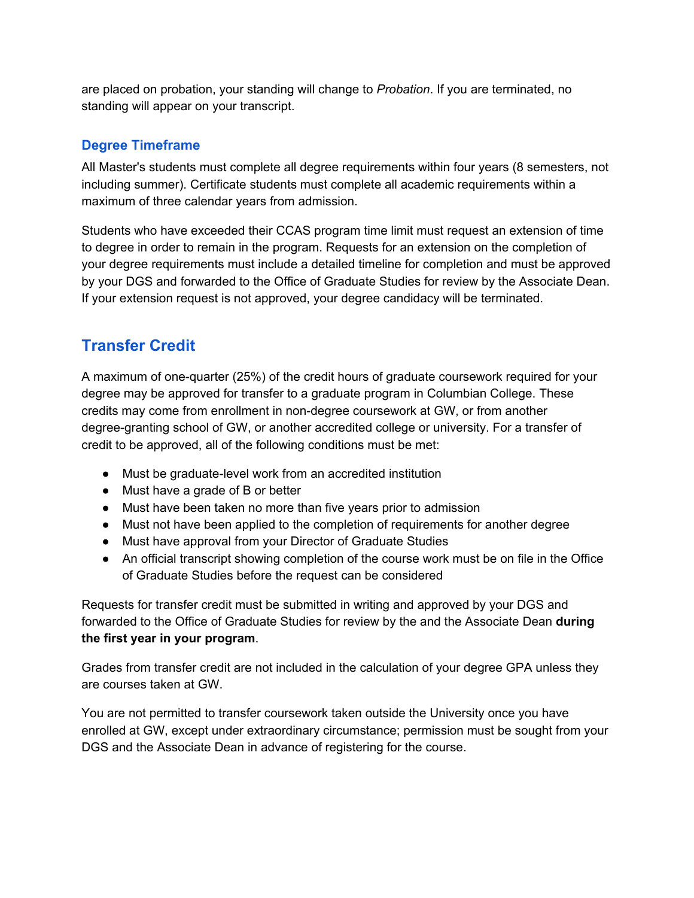are placed on probation, your standing will change to *Probation*. If you are terminated, no standing will appear on your transcript.

### Degree Timeframe

All Master's students must complete all degree requirements within four years (8 semesters, not including summer). Certificate students must complete all academic requirements within a maximum of three calendar years from admission.

Students who have exceeded their CCAS program time limit must request an extension of time to degree in order to remain in the program. Requests for an extension on the completion of your degree requirements must include a detailed timeline for completion and must be approved by your DGS and forwarded to the Office of Graduate Studies for review by the Associate Dean. If your extension request is not approved, your degree candidacy will be terminated.

## Transfer Credit

A maximum of one-quarter (25%) of the credit hours of graduate coursework required for your degree may be approved for transfer to a graduate program in Columbian College. These credits may come from enrollment in non-degree coursework at GW, or from another degree-granting school of GW, or another accredited college or university. For a transfer of credit to be approved, all of the following conditions must be met:

- Must be graduate-level work from an accredited institution
- Must have a grade of B or better
- Must have been taken no more than five years prior to admission
- Must not have been applied to the completion of requirements for another degree
- Must have approval from your Director of Graduate Studies
- An official transcript showing completion of the course work must be on file in the Office of Graduate Studies before the request can be considered

Requests for transfer credit must be submitted in writing and approved by your DGS and forwarded to the Office of Graduate Studies for review by the and the Associate Dean **during the first year in your program**.

Grades from transfer credit are not included in the calculation of your degree GPA unless they are courses taken at GW.

You are not permitted to transfer coursework taken outside the University once you have enrolled at GW, except under extraordinary circumstance; permission must be sought from your DGS and the Associate Dean in advance of registering for the course.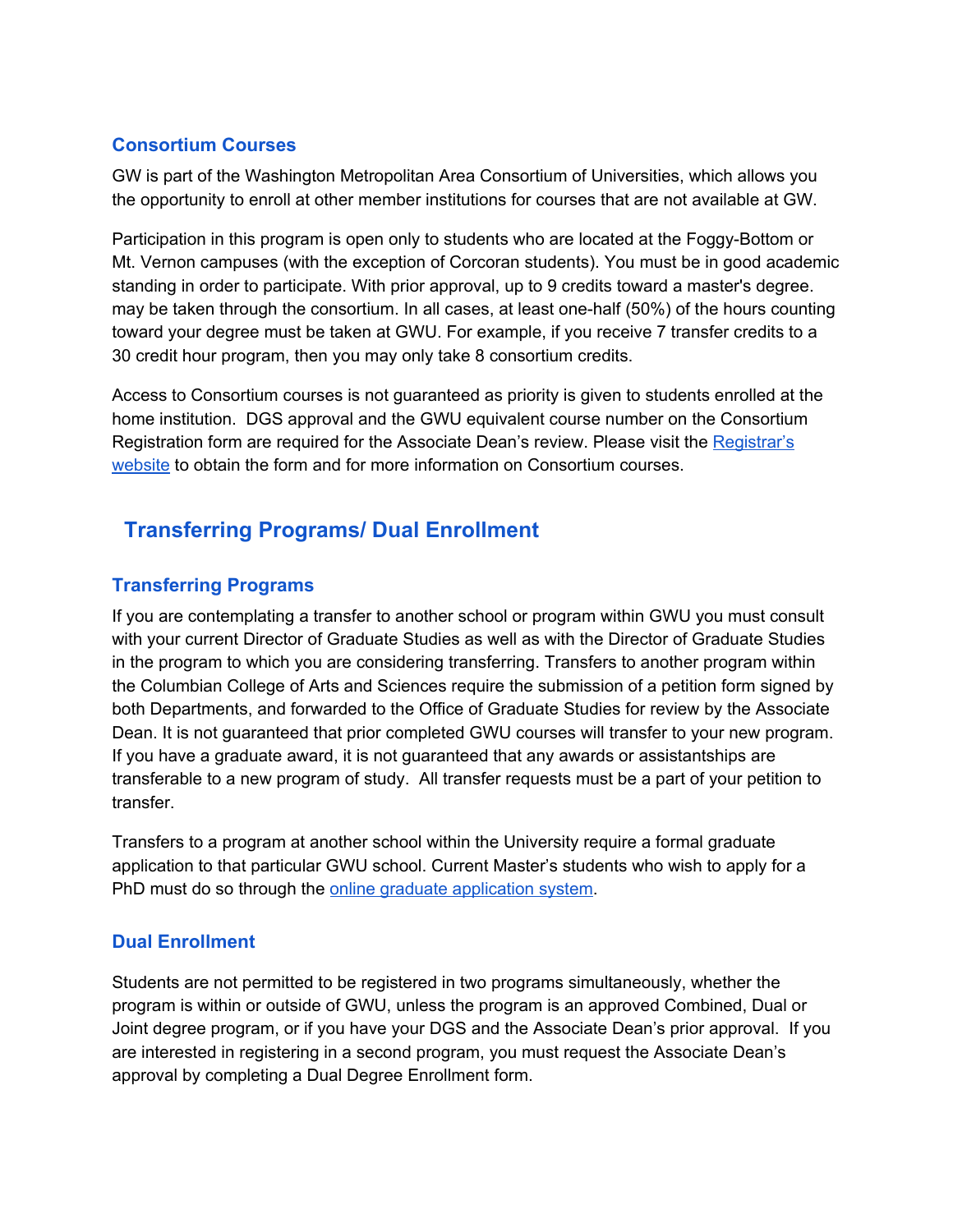### Consortium Courses

GW is part of the Washington Metropolitan Area Consortium of Universities, which allows you the opportunity to enroll at other member institutions for courses that are not available at GW.

Participation in this program is open only to students who are located at the Foggy-Bottom or Mt. Vernon campuses (with the exception of Corcoran students). You must be in good academic standing in order to participate. With prior approval, up to 9 credits toward a master's degree. may be taken through the consortium. In all cases, at least one-half (50%) of the hours counting toward your degree must be taken at GWU. For example, if you receive 7 transfer credits to a 30 credit hour program, then you may only take 8 consortium credits.

Access to Consortium courses is not guaranteed as priority is given to students enrolled at the home institution. DGS approval and the GWU equivalent course number on the Consortium Registration form are required for the Associate Dean's review. Please visit the Registrar's website to obtain the form and for more information on Consortium courses.

## Transferring Programs/ Dual Enrollment

### Transferring Programs

If you are contemplating a transfer to another school or program within GWU you must consult with your current Director of Graduate Studies as well as with the Director of Graduate Studies in the program to which you are considering transferring. Transfers to another program within the Columbian College of Arts and Sciences require the submission of a petition form signed by both Departments, and forwarded to the Office of Graduate Studies for review by the Associate Dean. It is not guaranteed that prior completed GWU courses will transfer to your new program. If you have a graduate award, it is not guaranteed that any awards or assistantships are transferable to a new program of study. All transfer requests must be a part of your petition to transfer.

Transfers to a program at another school within the University require a formal graduate application to that particular GWU school. Current Master's students who wish to apply for a PhD must do so through the online graduate application system.

### Dual Enrollment

Students are not permitted to be registered in two programs simultaneously, whether the program is within or outside of GWU, unless the program is an approved Combined, Dual or Joint degree program, or if you have your DGS and the Associate Dean's prior approval. If you are interested in registering in a second program, you must request the Associate Dean's approval by completing a Dual Degree Enrollment form.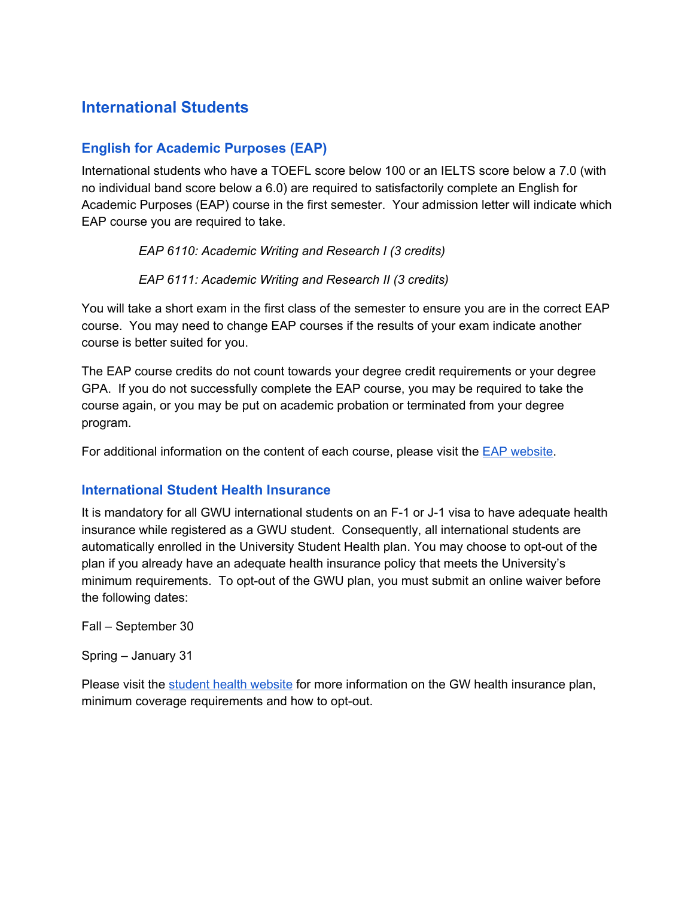## International Students

### English for Academic Purposes (EAP)

International students who have a TOEFL score below 100 or an IELTS score below a 7.0 (with no individual band score below a 6.0) are required to satisfactorily complete an English for Academic Purposes (EAP) course in the first semester. Your admission letter will indicate which EAP course you are required to take.

*EAP 6110: Academic Writing and Research I (3 credits)*

*EAP 6111: Academic Writing and Research II (3 credits)*

You will take a short exam in the first class of the semester to ensure you are in the correct EAP course. You may need to change EAP courses if the results of your exam indicate another course is better suited for you.

The EAP course credits do not count towards your degree credit requirements or your degree GPA. If you do not successfully complete the EAP course, you may be required to take the course again, or you may be put on academic probation or terminated from your degree program.

For additional information on the content of each course, please visit the EAP website.

### International Student Health Insurance

It is mandatory for all GWU international students on an F-1 or J-1 visa to have adequate health insurance while registered as a GWU student. Consequently, all international students are automatically enrolled in the University Student Health plan. You may choose to opt-out of the plan if you already have an adequate health insurance policy that meets the University's minimum requirements. To opt-out of the GWU plan, you must submit an online waiver before the following dates:

Fall – September 30

Spring – January 31

Please visit the student health website for more information on the GW health insurance plan, minimum coverage requirements and how to opt-out.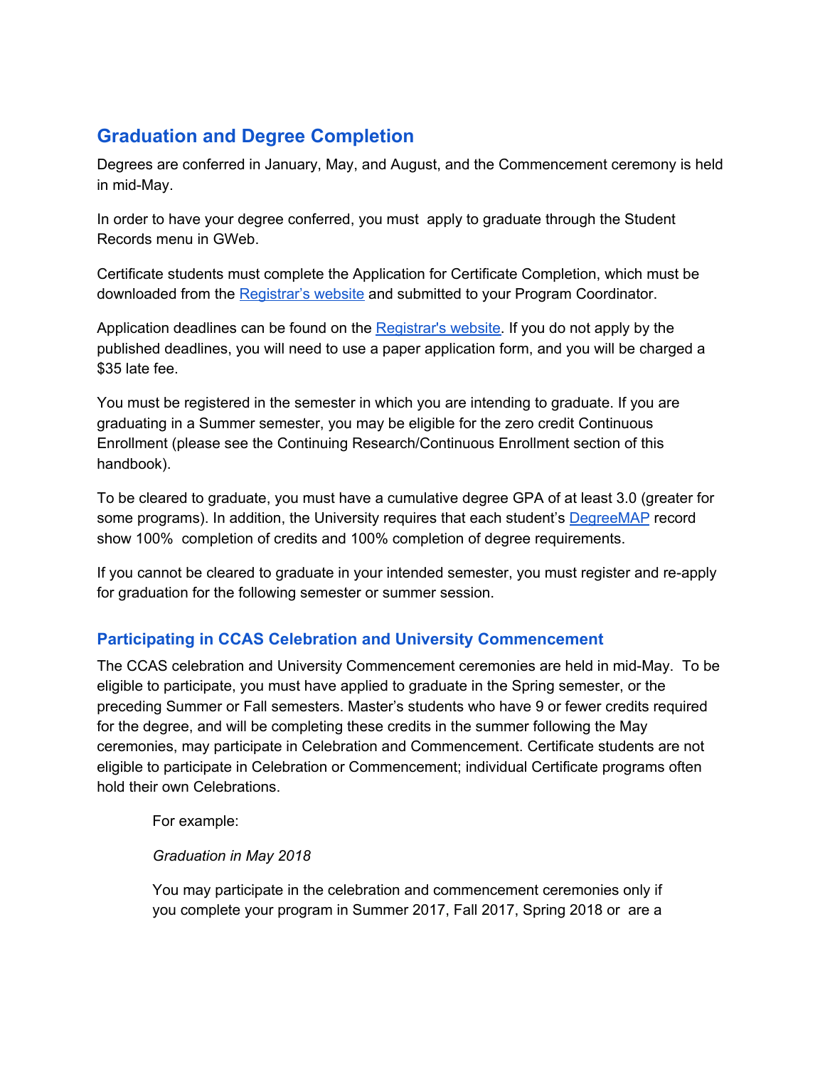## Graduation and Degree Completion

Degrees are conferred in January, May, and August, and the Commencement ceremony is held in mid-May.

In order to have your degree conferred, you must apply to graduate through the Student Records menu in GWeb.

Certificate students must complete the Application for Certificate Completion, which must be downloaded from the [Registrar's website]() and submitted to your Program Coordinator.

Application deadlines can be found on the [Registrar's website](). If you do not apply by the published deadlines, you will need to use a paper application form, and you will be charged a $35 late fee.

You must be registered in the semester in which you are intending to graduate. If you are graduating in a Summer semester, you may be eligible for the zero credit Continuous Enrollment (please see the Continuing Research/Continuous Enrollment section of this handbook).

To be cleared to graduate, you must have a cumulative degree GPA of at least 3.0 (greater for some programs). In addition, the University requires that each student's [DegreeMAP]() record show 100% completion of credits and 100% completion of degree requirements.

If you cannot be cleared to graduate in your intended semester, you must register and re-apply for graduation for the following semester or summer session.

### Participating in CCAS Celebration and University Commencement

The CCAS celebration and University Commencement ceremonies are held in mid-May. To be eligible to participate, you must have applied to graduate in the Spring semester, or the preceding Summer or Fall semesters. Master's students who have 9 or fewer credits required for the degree, and will be completing these credits in the summer following the May ceremonies, may participate in Celebration and Commencement. Certificate students are not eligible to participate in Celebration or Commencement; individual Certificate programs often hold their own Celebrations.

> For example:
>
> *Graduation in May 2018*
>
> You may participate in the celebration and commencement ceremonies only if you complete your program in Summer 2017, Fall 2017, Spring 2018 or are a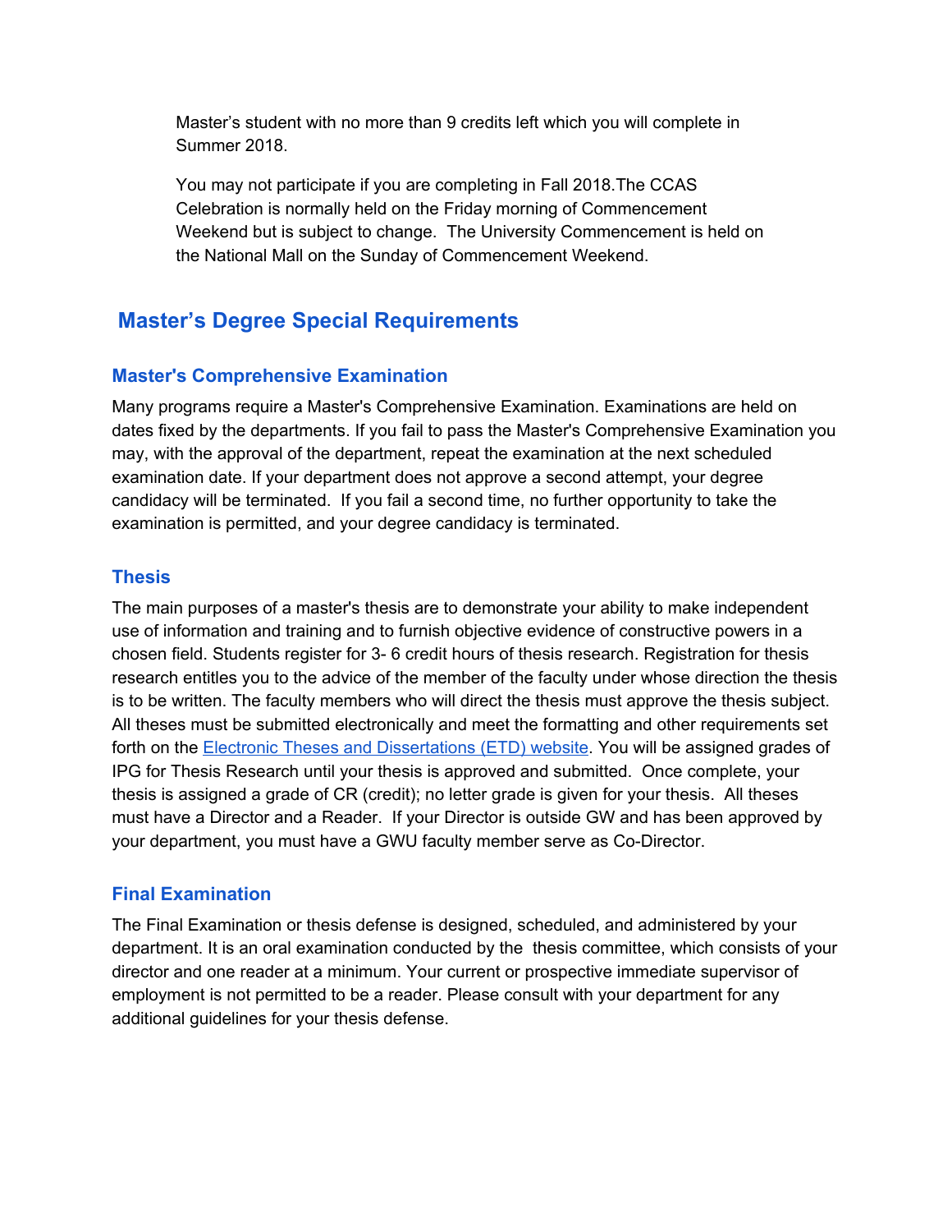Master’s student with no more than 9 credits left which you will complete in Summer 2018.

You may not participate if you are completing in Fall 2018.The CCAS Celebration is normally held on the Friday morning of Commencement Weekend but is subject to change. The University Commencement is held on the National Mall on the Sunday of Commencement Weekend.

## Master’s Degree Special Requirements

### Master's Comprehensive Examination

Many programs require a Master's Comprehensive Examination. Examinations are held on dates fixed by the departments. If you fail to pass the Master's Comprehensive Examination you may, with the approval of the department, repeat the examination at the next scheduled examination date. If your department does not approve a second attempt, your degree candidacy will be terminated. If you fail a second time, no further opportunity to take the examination is permitted, and your degree candidacy is terminated.

### Thesis

The main purposes of a master's thesis are to demonstrate your ability to make independent use of information and training and to furnish objective evidence of constructive powers in a chosen field. Students register for 3- 6 credit hours of thesis research. Registration for thesis research entitles you to the advice of the member of the faculty under whose direction the thesis is to be written. The faculty members who will direct the thesis must approve the thesis subject. All theses must be submitted electronically and meet the formatting and other requirements set forth on the Electronic Theses and Dissertations (ETD) website. You will be assigned grades of IPG for Thesis Research until your thesis is approved and submitted. Once complete, your thesis is assigned a grade of CR (credit); no letter grade is given for your thesis. All theses must have a Director and a Reader. If your Director is outside GW and has been approved by your department, you must have a GWU faculty member serve as Co-Director.

### Final Examination

The Final Examination or thesis defense is designed, scheduled, and administered by your department. It is an oral examination conducted by the thesis committee, which consists of your director and one reader at a minimum. Your current or prospective immediate supervisor of employment is not permitted to be a reader. Please consult with your department for any additional guidelines for your thesis defense.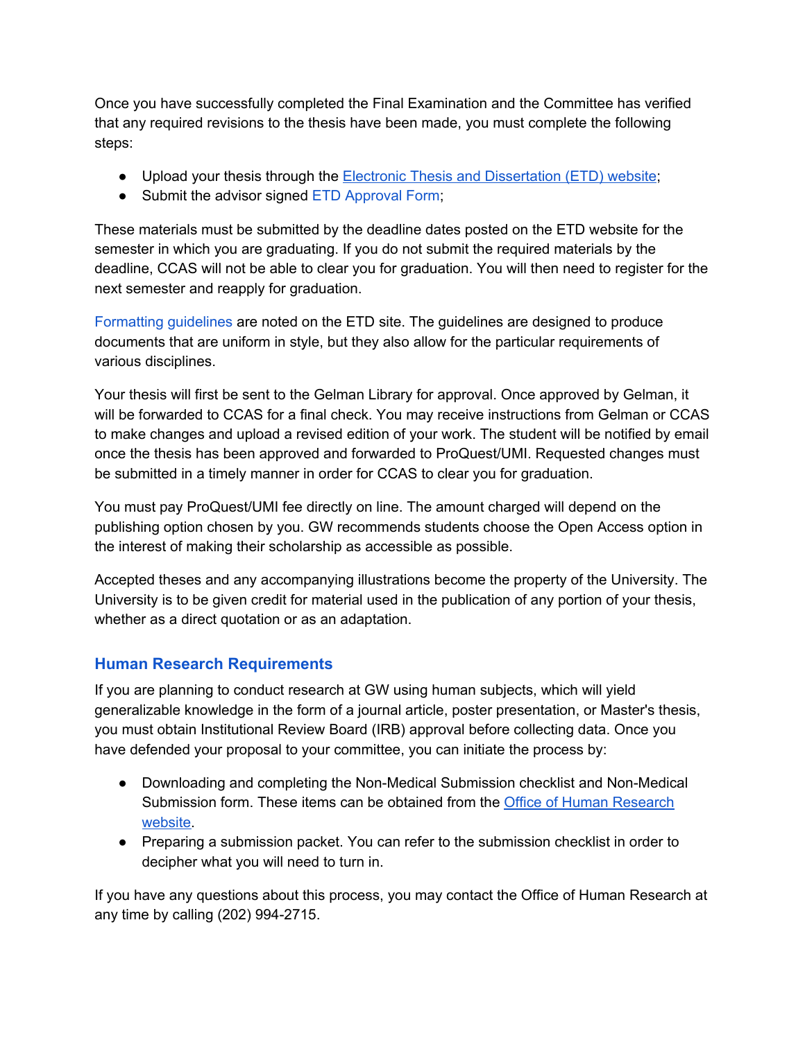Once you have successfully completed the Final Examination and the Committee has verified that any required revisions to the thesis have been made, you must complete the following steps:

- Upload your thesis through the Electronic Thesis and Dissertation (ETD) website;
- Submit the advisor signed ETD Approval Form;

These materials must be submitted by the deadline dates posted on the ETD website for the semester in which you are graduating. If you do not submit the required materials by the deadline, CCAS will not be able to clear you for graduation. You will then need to register for the next semester and reapply for graduation.

Formatting guidelines are noted on the ETD site. The guidelines are designed to produce documents that are uniform in style, but they also allow for the particular requirements of various disciplines.

Your thesis will first be sent to the Gelman Library for approval. Once approved by Gelman, it will be forwarded to CCAS for a final check. You may receive instructions from Gelman or CCAS to make changes and upload a revised edition of your work. The student will be notified by email once the thesis has been approved and forwarded to ProQuest/UMI. Requested changes must be submitted in a timely manner in order for CCAS to clear you for graduation.

You must pay ProQuest/UMI fee directly on line. The amount charged will depend on the publishing option chosen by you. GW recommends students choose the Open Access option in the interest of making their scholarship as accessible as possible.

Accepted theses and any accompanying illustrations become the property of the University. The University is to be given credit for material used in the publication of any portion of your thesis, whether as a direct quotation or as an adaptation.

## Human Research Requirements

If you are planning to conduct research at GW using human subjects, which will yield generalizable knowledge in the form of a journal article, poster presentation, or Master's thesis, you must obtain Institutional Review Board (IRB) approval before collecting data. Once you have defended your proposal to your committee, you can initiate the process by:

- Downloading and completing the Non-Medical Submission checklist and Non-Medical Submission form. These items can be obtained from the Office of Human Research website.
- Preparing a submission packet. You can refer to the submission checklist in order to decipher what you will need to turn in.

If you have any questions about this process, you may contact the Office of Human Research at any time by calling (202) 994-2715.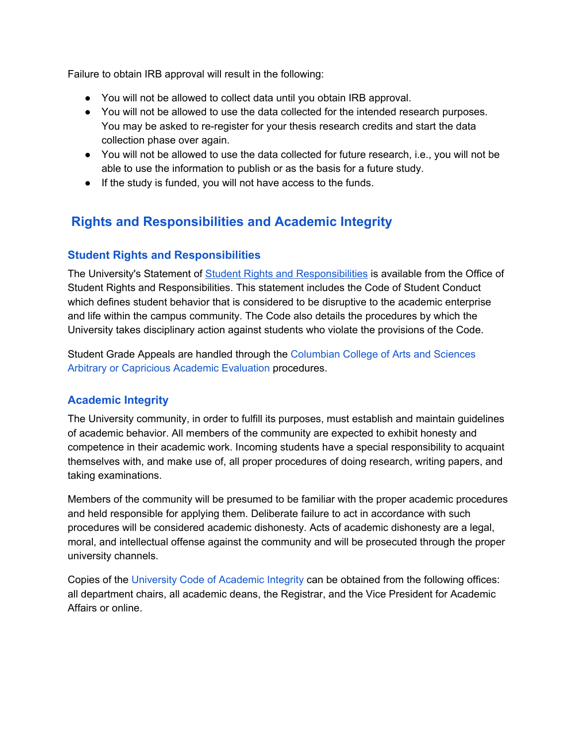Failure to obtain IRB approval will result in the following:

- You will not be allowed to collect data until you obtain IRB approval.
- You will not be allowed to use the data collected for the intended research purposes. You may be asked to re-register for your thesis research credits and start the data collection phase over again.
- You will not be allowed to use the data collected for future research, i.e., you will not be able to use the information to publish or as the basis for a future study.
- If the study is funded, you will not have access to the funds.

## Rights and Responsibilities and Academic Integrity

### Student Rights and Responsibilities

The University's Statement of Student Rights and Responsibilities is available from the Office of Student Rights and Responsibilities. This statement includes the Code of Student Conduct which defines student behavior that is considered to be disruptive to the academic enterprise and life within the campus community. The Code also details the procedures by which the University takes disciplinary action against students who violate the provisions of the Code.

Student Grade Appeals are handled through the Columbian College of Arts and Sciences Arbitrary or Capricious Academic Evaluation procedures.

### Academic Integrity

The University community, in order to fulfill its purposes, must establish and maintain guidelines of academic behavior. All members of the community are expected to exhibit honesty and competence in their academic work. Incoming students have a special responsibility to acquaint themselves with, and make use of, all proper procedures of doing research, writing papers, and taking examinations.

Members of the community will be presumed to be familiar with the proper academic procedures and held responsible for applying them. Deliberate failure to act in accordance with such procedures will be considered academic dishonesty. Acts of academic dishonesty are a legal, moral, and intellectual offense against the community and will be prosecuted through the proper university channels.

Copies of the University Code of Academic Integrity can be obtained from the following offices: all department chairs, all academic deans, the Registrar, and the Vice President for Academic Affairs or online.